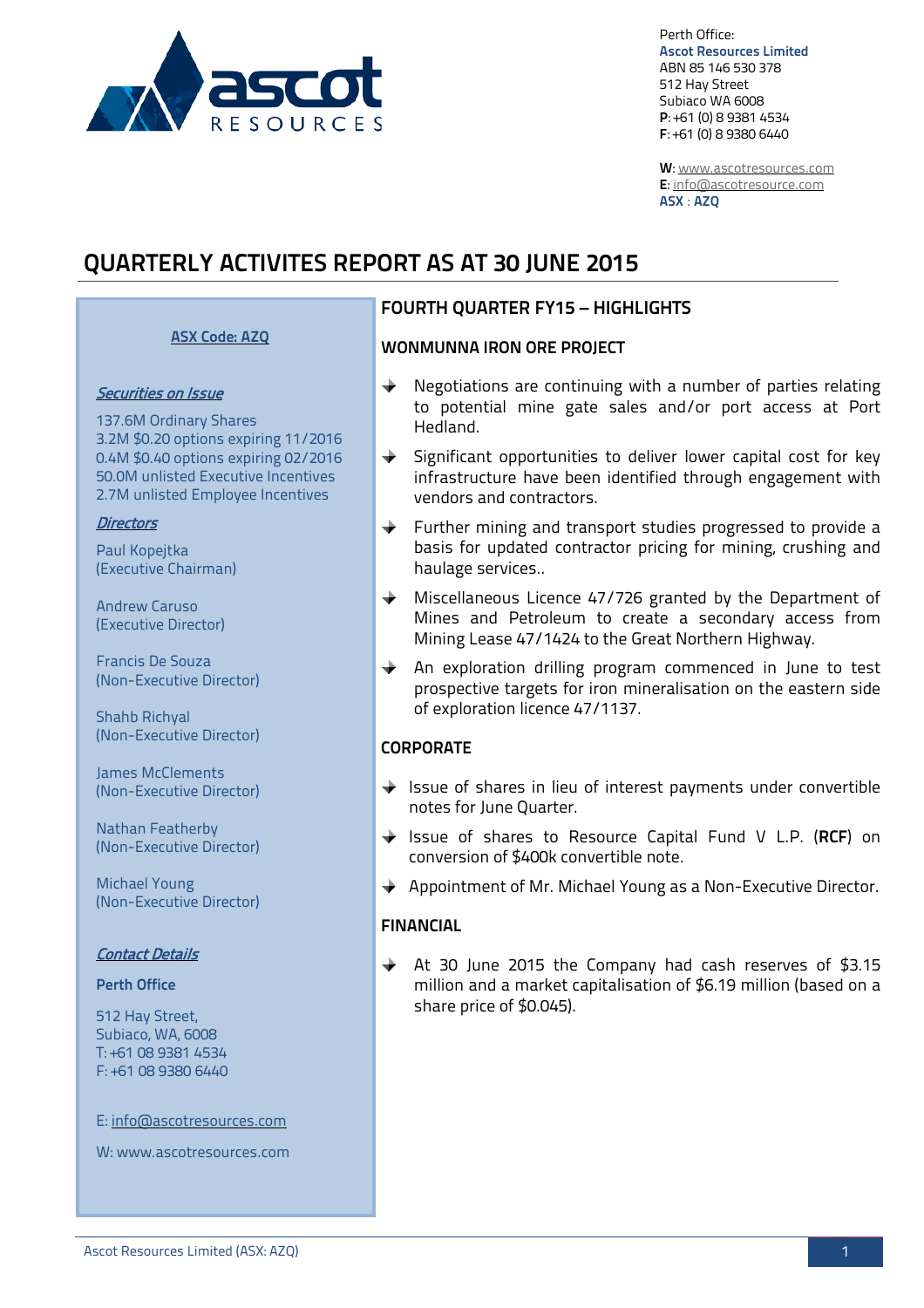Perth Office:
**Ascot Resources Limited**
ABN 85 146 530 378
512 Hay Street
Subiaco WA 6008
**P**: +61 (0) 8 9381 4534
**F**: +61 (0) 8 9380 6440

**W**: www.ascotresources.com
**E**: info@ascotresource.com
**ASX : AZQ**

# QUARTERLY ACTIVITES REPORT AS AT 30 JUNE 2015

**ASX Code: AZQ**

***Securities on Issue***

137.6M Ordinary Shares
3.2M $0.20 options expiring 11/2016
0.4M $0.40 options expiring 02/2016
50.0M unlisted Executive Incentives
2.7M unlisted Employee Incentives

***Directors***

Paul Kopejtka
(Executive Chairman)

Andrew Caruso
(Executive Director)

Francis De Souza
(Non-Executive Director)

Shahb Richyal
(Non-Executive Director)

James McClements
(Non-Executive Director)

Nathan Featherby
(Non-Executive Director)

Michael Young
(Non-Executive Director)

***Contact Details***

**Perth Office**

512 Hay Street,
Subiaco, WA, 6008
T: +61 08 9381 4534
F: +61 08 9380 6440

E: info@ascotresources.com

W: www.ascotresources.com

## FOURTH QUARTER FY15 – HIGHLIGHTS

### WONMUNNA IRON ORE PROJECT

- Negotiations are continuing with a number of parties relating to potential mine gate sales and/or port access at Port Hedland.
- Significant opportunities to deliver lower capital cost for key infrastructure have been identified through engagement with vendors and contractors.
- Further mining and transport studies progressed to provide a basis for updated contractor pricing for mining, crushing and haulage services..
- Miscellaneous Licence 47/726 granted by the Department of Mines and Petroleum to create a secondary access from Mining Lease 47/1424 to the Great Northern Highway.
- An exploration drilling program commenced in June to test prospective targets for iron mineralisation on the eastern side of exploration licence 47/1137.

### CORPORATE

- Issue of shares in lieu of interest payments under convertible notes for June Quarter.
- Issue of shares to Resource Capital Fund V L.P. (**RCF**) on conversion of $400k convertible note.
- Appointment of Mr. Michael Young as a Non-Executive Director.

### FINANCIAL

- At 30 June 2015 the Company had cash reserves of $3.15 million and a market capitalisation of $6.19 million (based on a share price of $0.045).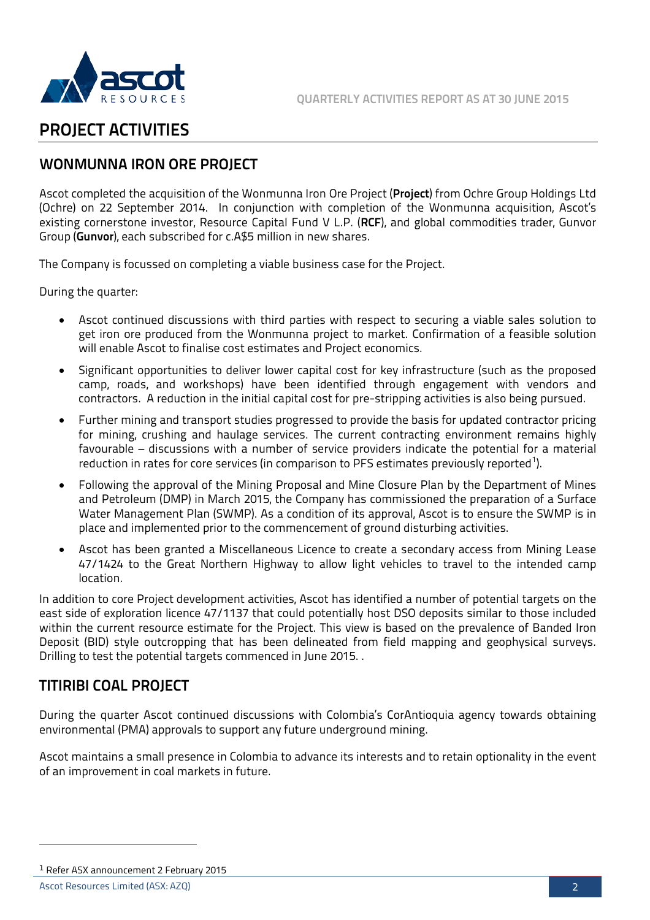# PROJECT ACTIVITIES

## WONMUNNA IRON ORE PROJECT

Ascot completed the acquisition of the Wonmunna Iron Ore Project (**Project**) from Ochre Group Holdings Ltd (Ochre) on 22 September 2014. In conjunction with completion of the Wonmunna acquisition, Ascot's existing cornerstone investor, Resource Capital Fund V L.P. (**RCF**), and global commodities trader, Gunvor Group (**Gunvor**), each subscribed for c.A$5 million in new shares.

The Company is focussed on completing a viable business case for the Project.

During the quarter:

- Ascot continued discussions with third parties with respect to securing a viable sales solution to get iron ore produced from the Wonmunna project to market. Confirmation of a feasible solution will enable Ascot to finalise cost estimates and Project economics.
- Significant opportunities to deliver lower capital cost for key infrastructure (such as the proposed camp, roads, and workshops) have been identified through engagement with vendors and contractors. A reduction in the initial capital cost for pre-stripping activities is also being pursued.
- Further mining and transport studies progressed to provide the basis for updated contractor pricing for mining, crushing and haulage services. The current contracting environment remains highly favourable – discussions with a number of service providers indicate the potential for a material reduction in rates for core services (in comparison to PFS estimates previously reported[1]).
- Following the approval of the Mining Proposal and Mine Closure Plan by the Department of Mines and Petroleum (DMP) in March 2015, the Company has commissioned the preparation of a Surface Water Management Plan (SWMP). As a condition of its approval, Ascot is to ensure the SWMP is in place and implemented prior to the commencement of ground disturbing activities.
- Ascot has been granted a Miscellaneous Licence to create a secondary access from Mining Lease 47/1424 to the Great Northern Highway to allow light vehicles to travel to the intended camp location.

In addition to core Project development activities, Ascot has identified a number of potential targets on the east side of exploration licence 47/1137 that could potentially host DSO deposits similar to those included within the current resource estimate for the Project. This view is based on the prevalence of Banded Iron Deposit (BID) style outcropping that has been delineated from field mapping and geophysical surveys. Drilling to test the potential targets commenced in June 2015. .

## TITIRIBI COAL PROJECT

During the quarter Ascot continued discussions with Colombia's CorAntioquia agency towards obtaining environmental (PMA) approvals to support any future underground mining.

Ascot maintains a small presence in Colombia to advance its interests and to retain optionality in the event of an improvement in coal markets in future.

[1] Refer ASX announcement 2 February 2015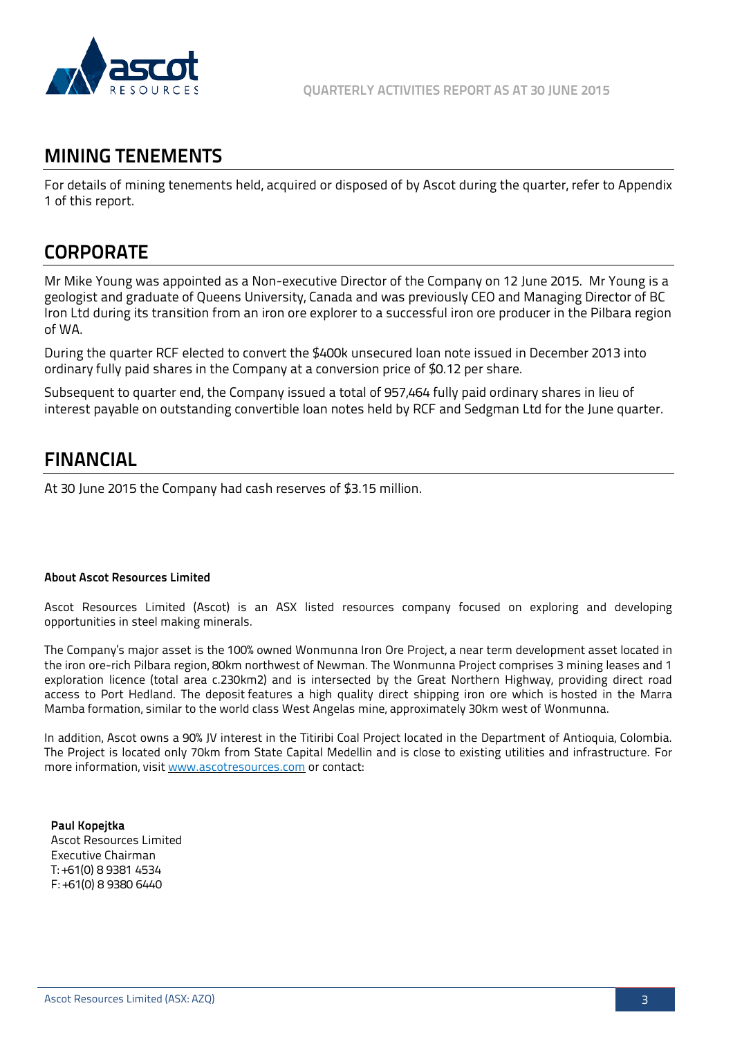## MINING TENEMENTS

For details of mining tenements held, acquired or disposed of by Ascot during the quarter, refer to Appendix 1 of this report.

## CORPORATE

Mr Mike Young was appointed as a Non-executive Director of the Company on 12 June 2015. Mr Young is a geologist and graduate of Queens University, Canada and was previously CEO and Managing Director of BC Iron Ltd during its transition from an iron ore explorer to a successful iron ore producer in the Pilbara region of WA.

During the quarter RCF elected to convert the $400k unsecured loan note issued in December 2013 into ordinary fully paid shares in the Company at a conversion price of $0.12 per share.

Subsequent to quarter end, the Company issued a total of 957,464 fully paid ordinary shares in lieu of interest payable on outstanding convertible loan notes held by RCF and Sedgman Ltd for the June quarter.

## FINANCIAL

At 30 June 2015 the Company had cash reserves of $3.15 million.

**About Ascot Resources Limited**

Ascot Resources Limited (Ascot) is an ASX listed resources company focused on exploring and developing opportunities in steel making minerals.

The Company's major asset is the 100% owned Wonmunna Iron Ore Project, a near term development asset located in the iron ore-rich Pilbara region, 80km northwest of Newman. The Wonmunna Project comprises 3 mining leases and 1 exploration licence (total area c.230km2) and is intersected by the Great Northern Highway, providing direct road access to Port Hedland. The deposit features a high quality direct shipping iron ore which is hosted in the Marra Mamba formation, similar to the world class West Angelas mine, approximately 30km west of Wonmunna.

In addition, Ascot owns a 90% JV interest in the Titiribi Coal Project located in the Department of Antioquia, Colombia. The Project is located only 70km from State Capital Medellin and is close to existing utilities and infrastructure. For more information, visit www.ascotresources.com or contact:

**Paul Kopejtka**
Ascot Resources Limited
Executive Chairman
T: +61(0) 8 9381 4534
F: +61(0) 8 9380 6440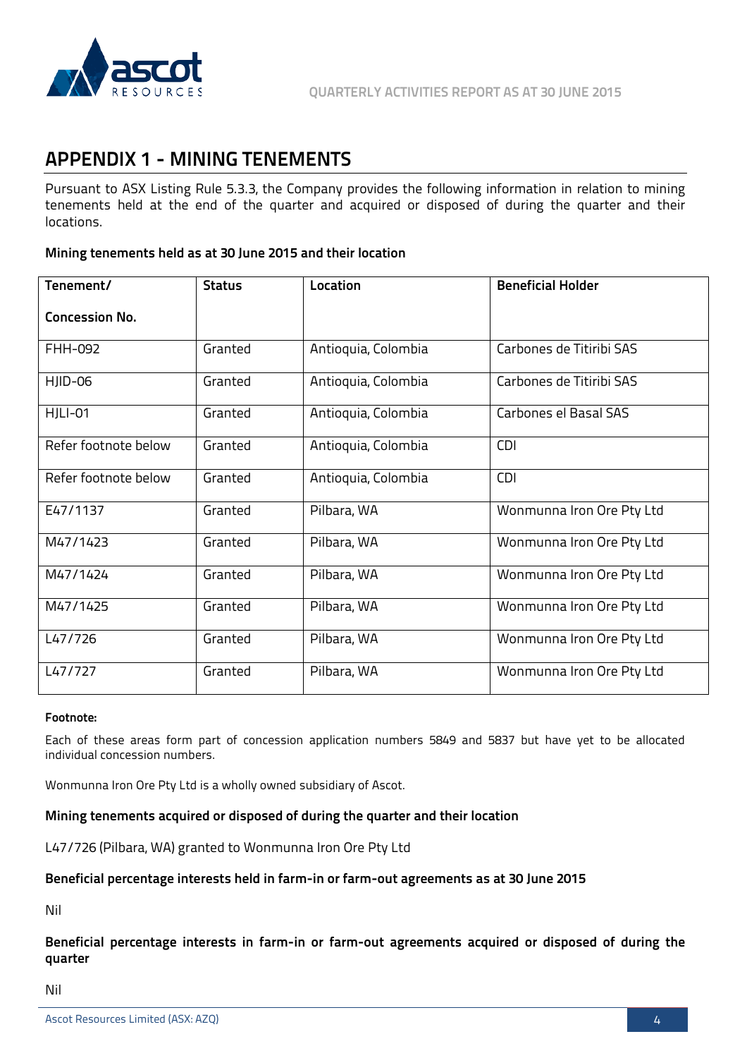## APPENDIX 1 - MINING TENEMENTS

Pursuant to ASX Listing Rule 5.3.3, the Company provides the following information in relation to mining tenements held at the end of the quarter and acquired or disposed of during the quarter and their locations.

**Mining tenements held as at 30 June 2015 and their location**

| Tenement/ Concession No. | Status | Location | Beneficial Holder |
|---|---|---|---|
| FHH-092 | Granted | Antioquia, Colombia | Carbones de Titiribi SAS |
| HJID-06 | Granted | Antioquia, Colombia | Carbones de Titiribi SAS |
| HJLI-01 | Granted | Antioquia, Colombia | Carbones el Basal SAS |
| Refer footnote below | Granted | Antioquia, Colombia | CDI |
| Refer footnote below | Granted | Antioquia, Colombia | CDI |
| E47/1137 | Granted | Pilbara, WA | Wonmunna Iron Ore Pty Ltd |
| M47/1423 | Granted | Pilbara, WA | Wonmunna Iron Ore Pty Ltd |
| M47/1424 | Granted | Pilbara, WA | Wonmunna Iron Ore Pty Ltd |
| M47/1425 | Granted | Pilbara, WA | Wonmunna Iron Ore Pty Ltd |
| L47/726 | Granted | Pilbara, WA | Wonmunna Iron Ore Pty Ltd |
| L47/727 | Granted | Pilbara, WA | Wonmunna Iron Ore Pty Ltd |

**Footnote:**

Each of these areas form part of concession application numbers 5849 and 5837 but have yet to be allocated individual concession numbers.

Wonmunna Iron Ore Pty Ltd is a wholly owned subsidiary of Ascot.

**Mining tenements acquired or disposed of during the quarter and their location**

L47/726 (Pilbara, WA) granted to Wonmunna Iron Ore Pty Ltd

**Beneficial percentage interests held in farm-in or farm-out agreements as at 30 June 2015**

Nil

**Beneficial percentage interests in farm-in or farm-out agreements acquired or disposed of during the quarter**

Nil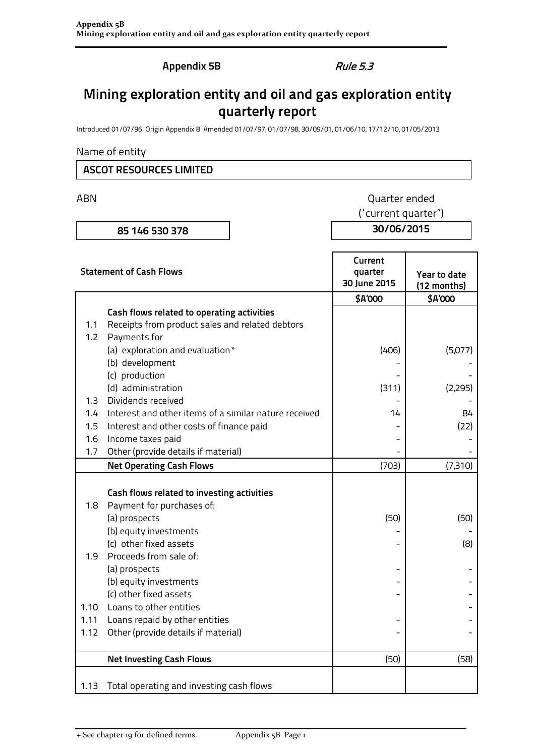**Appendix 5B** *Rule 5.3*

# Mining exploration entity and oil and gas exploration entity quarterly report

Introduced 01/07/96 Origin Appendix 8 Amended 01/07/97, 01/07/98, 30/09/01, 01/06/10, 17/12/10, 01/05/2013

Name of entity

**ASCOT RESOURCES LIMITED**

| ABN | Quarter ended ('current quarter") |
|---|---|
| **85 146 530 378** | **30/06/2015** |

| | Statement of Cash Flows | Current quarter 30 June 2015 | Year to date (12 months) |
|---|---|---|---|
| | | **$A'000** | **$A'000** |
| | **Cash flows related to operating activities** | | |
| 1.1 | Receipts from product sales and related debtors | | |
| 1.2 | Payments for | | |
| | (a) exploration and evaluation* | (406) | (5,077) |
| | (b) development | - | - |
| | (c) production | - | - |
| | (d) administration | (311) | (2,295) |
| 1.3 | Dividends received | - | - |
| 1.4 | Interest and other items of a similar nature received | 14 | 84 |
| 1.5 | Interest and other costs of finance paid | - | (22) |
| 1.6 | Income taxes paid | - | - |
| 1.7 | Other (provide details if material) | - | - |
| | **Net Operating Cash Flows** | (703) | (7,310) |
| | **Cash flows related to investing activities** | | |
| 1.8 | Payment for purchases of: | | |
| | (a) prospects | (50) | (50) |
| | (b) equity investments | - | - |
| | (c) other fixed assets | - | (8) |
| 1.9 | Proceeds from sale of: | | |
| | (a) prospects | - | - |
| | (b) equity investments | - | - |
| | (c) other fixed assets | - | - |
| 1.10 | Loans to other entities | | - |
| 1.11 | Loans repaid by other entities | - | - |
| 1.12 | Other (provide details if material) | - | - |
| | **Net Investing Cash Flows** | (50) | (58) |
| 1.13 | Total operating and investing cash flows | | |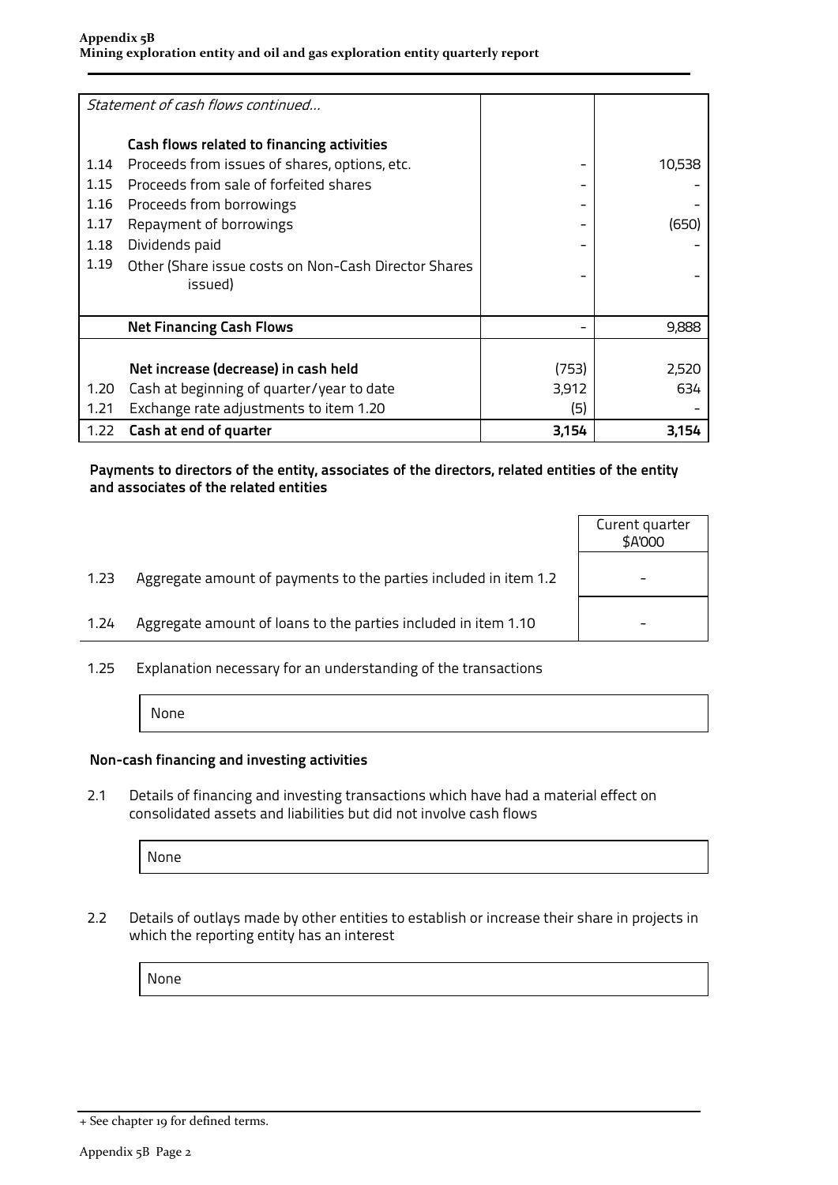| | *Statement of cash flows continued...* | | |
|---|---|---|---|
| | **Cash flows related to financing activities** | | |
| 1.14 | Proceeds from issues of shares, options, etc. | - | 10,538 |
| 1.15 | Proceeds from sale of forfeited shares | - | - |
| 1.16 | Proceeds from borrowings | - | - |
| 1.17 | Repayment of borrowings | - | (650) |
| 1.18 | Dividends paid | - | - |
| 1.19 | Other (Share issue costs on Non-Cash Director Shares issued) | - | - |
| | **Net Financing Cash Flows** | - | 9,888 |
| | **Net increase (decrease) in cash held** | (753) | 2,520 |
| 1.20 | Cash at beginning of quarter/year to date | 3,912 | 634 |
| 1.21 | Exchange rate adjustments to item 1.20 | (5) | - |
| 1.22 | **Cash at end of quarter** | **3,154** | **3,154** |

**Payments to directors of the entity, associates of the directors, related entities of the entity and associates of the related entities**

| | | Curent quarter $A'000 |
|---|---|---|
| 1.23 | Aggregate amount of payments to the parties included in item 1.2 | - |
| 1.24 | Aggregate amount of loans to the parties included in item 1.10 | - |

1.25 Explanation necessary for an understanding of the transactions

None

**Non-cash financing and investing activities**

2.1 Details of financing and investing transactions which have had a material effect on consolidated assets and liabilities but did not involve cash flows

None

2.2 Details of outlays made by other entities to establish or increase their share in projects in which the reporting entity has an interest

None

+ See chapter 19 for defined terms.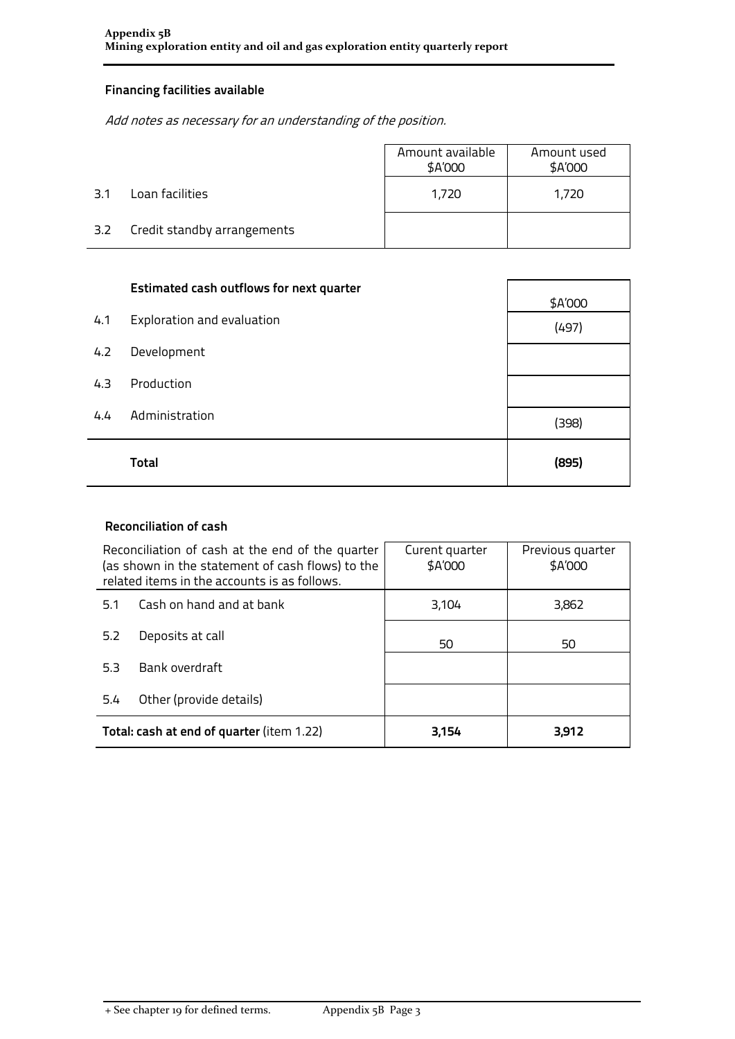## Financing facilities available

*Add notes as necessary for an understanding of the position.*

| | | Amount available $A'000 | Amount used $A'000 |
|---|---|---|---|
| 3.1 | Loan facilities | 1,720 | 1,720 |
| 3.2 | Credit standby arrangements | | |

## Estimated cash outflows for next quarter

| | | $A'000 |
|---|---|---|
| 4.1 | Exploration and evaluation | (497) |
| 4.2 | Development | |
| 4.3 | Production | |
| 4.4 | Administration | (398) |
| | **Total** | **(895)** |

## Reconciliation of cash

| Reconciliation of cash at the end of the quarter (as shown in the statement of cash flows) to the related items in the accounts is as follows. | | Curent quarter $A'000 | Previous quarter $A'000 |
|---|---|---|---|
| 5.1 | Cash on hand and at bank | 3,104 | 3,862 |
| 5.2 | Deposits at call | 50 | 50 |
| 5.3 | Bank overdraft | | |
| 5.4 | Other (provide details) | | |
| **Total: cash at end of quarter** (item 1.22) | | **3,154** | **3,912** |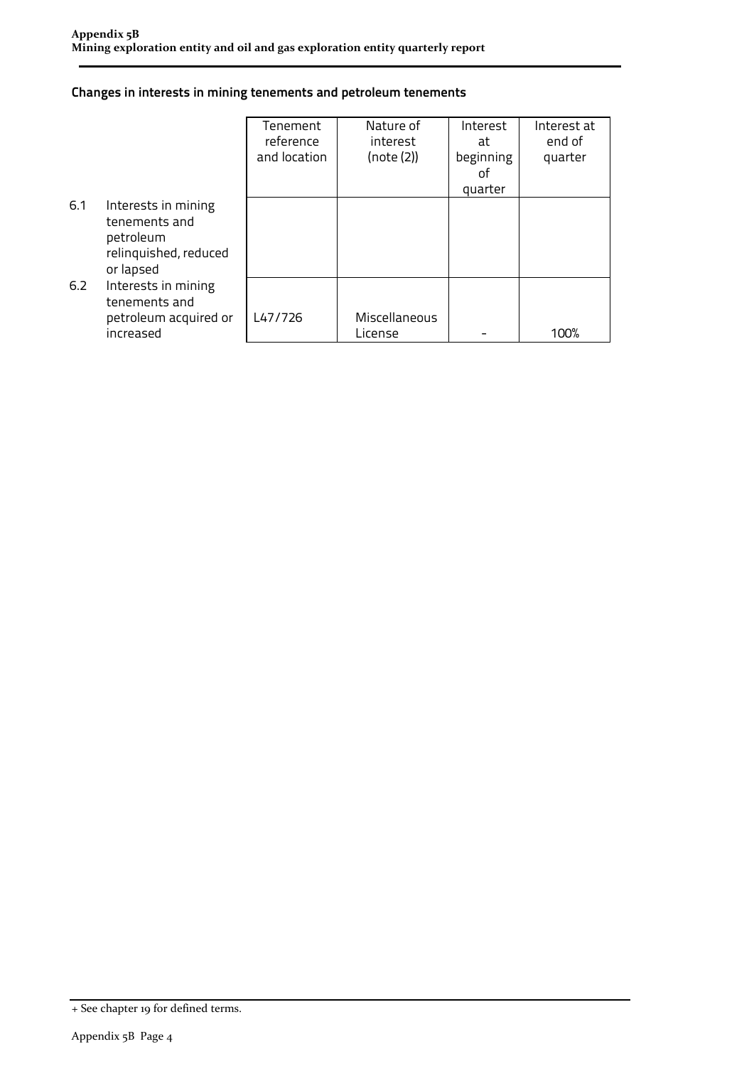## Changes in interests in mining tenements and petroleum tenements

| | | Tenement reference and location | Nature of interest (note (2)) | Interest at beginning of quarter | Interest at end of quarter |
|---|---|---|---|---|---|
| 6.1 | Interests in mining tenements and petroleum relinquished, reduced or lapsed | | | | |
| 6.2 | Interests in mining tenements and petroleum acquired or increased | L47/726 | Miscellaneous License | - | 100% |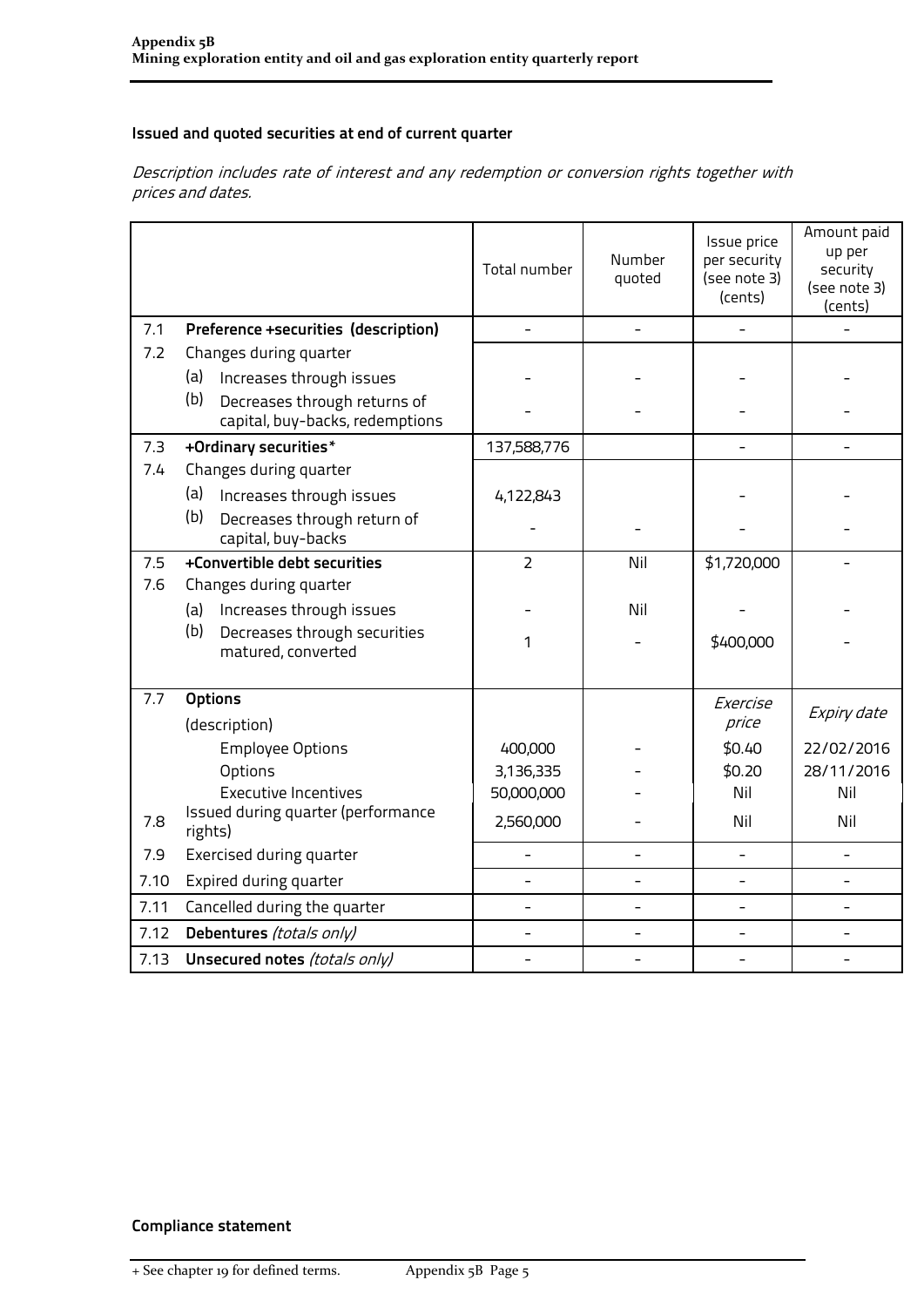## Issued and quoted securities at end of current quarter

*Description includes rate of interest and any redemption or conversion rights together with prices and dates.*

| | | Total number | Number quoted | Issue price per security (see note 3) (cents) | Amount paid up per security (see note 3) (cents) |
|---|---|---|---|---|---|
| 7.1 | **Preference +securities (description)** | - | - | - | - |
| 7.2 | Changes during quarter | | | | |
| | (a) Increases through issues | - | - | - | - |
| | (b) Decreases through returns of capital, buy-backs, redemptions | - | - | - | - |
| 7.3 | **+Ordinary securities*** | 137,588,776 | | - | - |
| 7.4 | Changes during quarter | | | | |
| | (a) Increases through issues | 4,122,843 | | - | - |
| | (b) Decreases through return of capital, buy-backs | - | - | - | - |
| 7.5 | **+Convertible debt securities** | 2 | Nil | $1,720,000 | - |
| 7.6 | Changes during quarter | | | | |
| | (a) Increases through issues | - | Nil | - | - |
| | (b) Decreases through securities matured, converted | 1 | - | $400,000 | - |
| 7.7 | **Options** (description) | | | *Exercise price* | *Expiry date* |
| | Employee Options | 400,000 | - | $0.40 | 22/02/2016 |
| | Options | 3,136,335 | - | $0.20 | 28/11/2016 |
| | Executive Incentives | 50,000,000 | - | Nil | Nil |
| 7.8 | Issued during quarter (performance rights) | 2,560,000 | - | Nil | Nil |
| 7.9 | Exercised during quarter | - | - | - | - |
| 7.10 | Expired during quarter | - | - | - | - |
| 7.11 | Cancelled during the quarter | - | - | - | - |
| 7.12 | **Debentures** *(totals only)* | - | - | - | - |
| 7.13 | **Unsecured notes** *(totals only)* | - | - | - | - |

## Compliance statement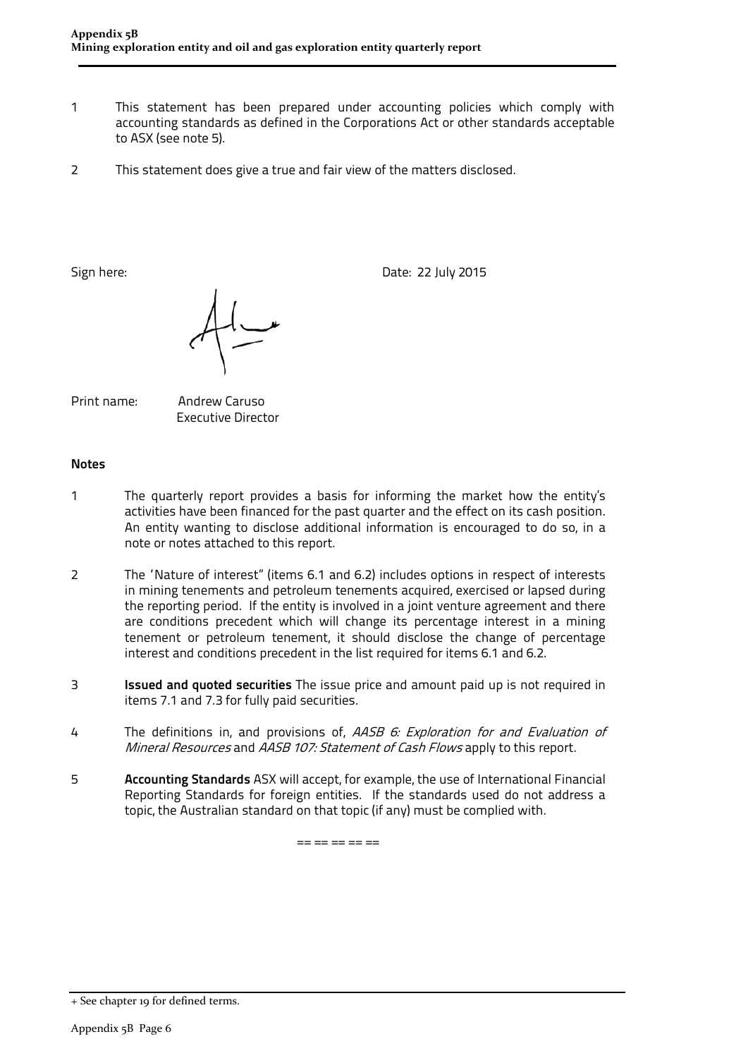1 This statement has been prepared under accounting policies which comply with accounting standards as defined in the Corporations Act or other standards acceptable to ASX (see note 5).

2 This statement does give a true and fair view of the matters disclosed.

Sign here: Date: 22 July 2015

Print name: Andrew Caruso
Executive Director

**Notes**

1 The quarterly report provides a basis for informing the market how the entity's activities have been financed for the past quarter and the effect on its cash position. An entity wanting to disclose additional information is encouraged to do so, in a note or notes attached to this report.

2 The 'Nature of interest" (items 6.1 and 6.2) includes options in respect of interests in mining tenements and petroleum tenements acquired, exercised or lapsed during the reporting period. If the entity is involved in a joint venture agreement and there are conditions precedent which will change its percentage interest in a mining tenement or petroleum tenement, it should disclose the change of percentage interest and conditions precedent in the list required for items 6.1 and 6.2.

3 **Issued and quoted securities** The issue price and amount paid up is not required in items 7.1 and 7.3 for fully paid securities.

4 The definitions in, and provisions of, *AASB 6: Exploration for and Evaluation of Mineral Resources* and *AASB 107: Statement of Cash Flows* apply to this report.

5 **Accounting Standards** ASX will accept, for example, the use of International Financial Reporting Standards for foreign entities. If the standards used do not address a topic, the Australian standard on that topic (if any) must be complied with.

== == == == ==

+ See chapter 19 for defined terms.